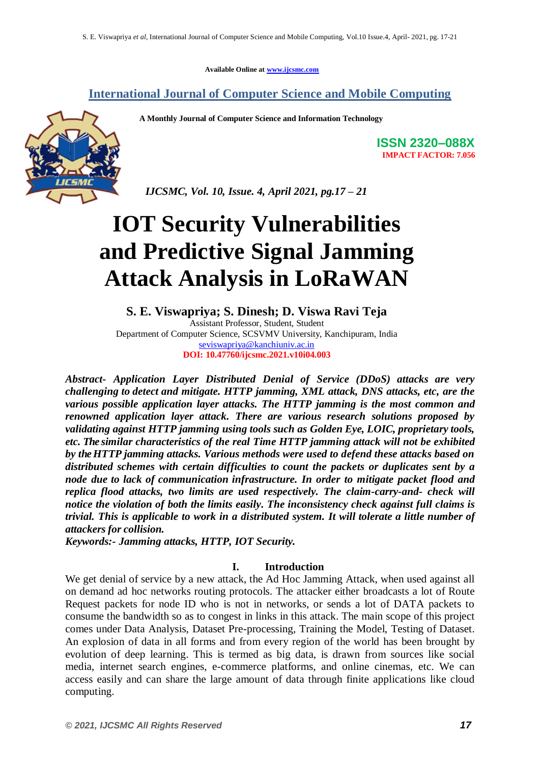Available Online at www.ijcsmc.com

## International Journal of Computer Science and Mobile Computing

**A Monthly Journal of Computer Science and Information Technology**

**ISSN 2320–088X**
**IMPACT FACTOR: 7.056**

*IJCSMC, Vol. 10, Issue. 4, April 2021, pg.17 – 21*

# IOT Security Vulnerabilities and Predictive Signal Jamming Attack Analysis in LoRaWAN

**S. E. Viswapriya; S. Dinesh; D. Viswa Ravi Teja**

Assistant Professor, Student, Student
Department of Computer Science, SCSVMV University, Kanchipuram, India
seviswapriya@kanchiuniv.ac.in
**DOI: 10.47760/ijcsmc.2021.v10i04.003**

***Abstract-** Application Layer Distributed Denial of Service (DDoS) attacks are very challenging to detect and mitigate. HTTP jamming, XML attack, DNS attacks, etc, are the various possible application layer attacks. The HTTP jamming is the most common and renowned application layer attack. There are various research solutions proposed by validating against HTTP jamming using tools such as Golden Eye, LOIC, proprietary tools, etc. The similar characteristics of the real Time HTTP jamming attack will not be exhibited by the HTTP jamming attacks. Various methods were used to defend these attacks based on distributed schemes with certain difficulties to count the packets or duplicates sent by a node due to lack of communication infrastructure. In order to mitigate packet flood and replica flood attacks, two limits are used respectively. The claim-carry-and- check will notice the violation of both the limits easily. The inconsistency check against full claims is trivial. This is applicable to work in a distributed system. It will tolerate a little number of attackers for collision.*

***Keywords:-** Jamming attacks, HTTP, IOT Security.*

## I. Introduction

We get denial of service by a new attack, the Ad Hoc Jamming Attack, when used against all on demand ad hoc networks routing protocols. The attacker either broadcasts a lot of Route Request packets for node ID who is not in networks, or sends a lot of DATA packets to consume the bandwidth so as to congest in links in this attack. The main scope of this project comes under Data Analysis, Dataset Pre-processing, Training the Model, Testing of Dataset. An explosion of data in all forms and from every region of the world has been brought by evolution of deep learning. This is termed as big data, is drawn from sources like social media, internet search engines, e-commerce platforms, and online cinemas, etc. We can access easily and can share the large amount of data through finite applications like cloud computing.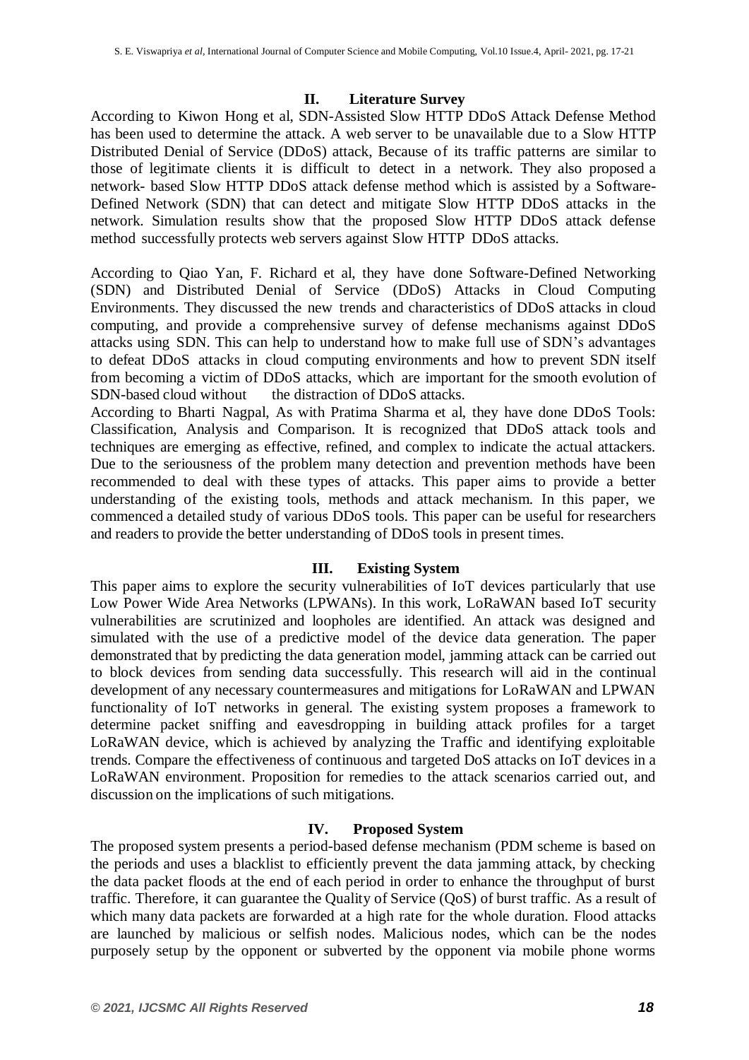## II. Literature Survey

According to Kiwon Hong et al, SDN-Assisted Slow HTTP DDoS Attack Defense Method has been used to determine the attack. A web server to be unavailable due to a Slow HTTP Distributed Denial of Service (DDoS) attack, Because of its traffic patterns are similar to those of legitimate clients it is difficult to detect in a network. They also proposed a network- based Slow HTTP DDoS attack defense method which is assisted by a Software-Defined Network (SDN) that can detect and mitigate Slow HTTP DDoS attacks in the network. Simulation results show that the proposed Slow HTTP DDoS attack defense method successfully protects web servers against Slow HTTP DDoS attacks.

According to Qiao Yan, F. Richard et al, they have done Software-Defined Networking (SDN) and Distributed Denial of Service (DDoS) Attacks in Cloud Computing Environments. They discussed the new trends and characteristics of DDoS attacks in cloud computing, and provide a comprehensive survey of defense mechanisms against DDoS attacks using SDN. This can help to understand how to make full use of SDN's advantages to defeat DDoS attacks in cloud computing environments and how to prevent SDN itself from becoming a victim of DDoS attacks, which are important for the smooth evolution of SDN-based cloud without the distraction of DDoS attacks.

According to Bharti Nagpal, As with Pratima Sharma et al, they have done DDoS Tools: Classification, Analysis and Comparison. It is recognized that DDoS attack tools and techniques are emerging as effective, refined, and complex to indicate the actual attackers. Due to the seriousness of the problem many detection and prevention methods have been recommended to deal with these types of attacks. This paper aims to provide a better understanding of the existing tools, methods and attack mechanism. In this paper, we commenced a detailed study of various DDoS tools. This paper can be useful for researchers and readers to provide the better understanding of DDoS tools in present times.

## III. Existing System

This paper aims to explore the security vulnerabilities of IoT devices particularly that use Low Power Wide Area Networks (LPWANs). In this work, LoRaWAN based IoT security vulnerabilities are scrutinized and loopholes are identified. An attack was designed and simulated with the use of a predictive model of the device data generation. The paper demonstrated that by predicting the data generation model, jamming attack can be carried out to block devices from sending data successfully. This research will aid in the continual development of any necessary countermeasures and mitigations for LoRaWAN and LPWAN functionality of IoT networks in general. The existing system proposes a framework to determine packet sniffing and eavesdropping in building attack profiles for a target LoRaWAN device, which is achieved by analyzing the Traffic and identifying exploitable trends. Compare the effectiveness of continuous and targeted DoS attacks on IoT devices in a LoRaWAN environment. Proposition for remedies to the attack scenarios carried out, and discussion on the implications of such mitigations.

## IV. Proposed System

The proposed system presents a period-based defense mechanism (PDM scheme is based on the periods and uses a blacklist to efficiently prevent the data jamming attack, by checking the data packet floods at the end of each period in order to enhance the throughput of burst traffic. Therefore, it can guarantee the Quality of Service (QoS) of burst traffic. As a result of which many data packets are forwarded at a high rate for the whole duration. Flood attacks are launched by malicious or selfish nodes. Malicious nodes, which can be the nodes purposely setup by the opponent or subverted by the opponent via mobile phone worms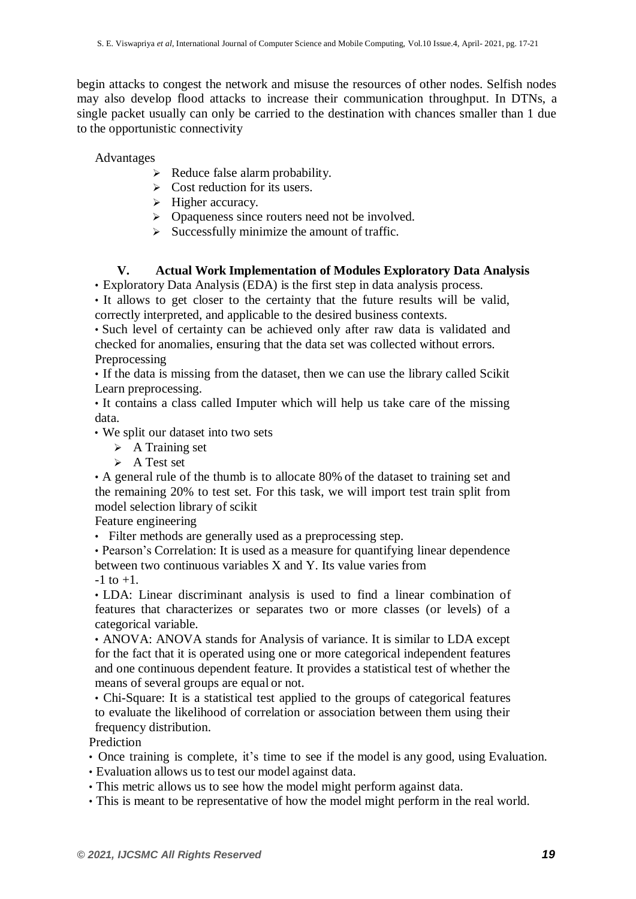begin attacks to congest the network and misuse the resources of other nodes. Selfish nodes may also develop flood attacks to increase their communication throughput. In DTNs, a single packet usually can only be carried to the destination with chances smaller than 1 due to the opportunistic connectivity

Advantages

- Reduce false alarm probability.
- Cost reduction for its users.
- Higher accuracy.
- Opaqueness since routers need not be involved.
- Successfully minimize the amount of traffic.

## V. Actual Work Implementation of Modules Exploratory Data Analysis

- Exploratory Data Analysis (EDA) is the first step in data analysis process.
- It allows to get closer to the certainty that the future results will be valid, correctly interpreted, and applicable to the desired business contexts.
- Such level of certainty can be achieved only after raw data is validated and checked for anomalies, ensuring that the data set was collected without errors.

Preprocessing

- If the data is missing from the dataset, then we can use the library called Scikit Learn preprocessing.
- It contains a class called Imputer which will help us take care of the missing data.
- We split our dataset into two sets
  - A Training set
  - A Test set
- A general rule of the thumb is to allocate 80% of the dataset to training set and the remaining 20% to test set. For this task, we will import test train split from model selection library of scikit

Feature engineering

- Filter methods are generally used as a preprocessing step.
- Pearson's Correlation: It is used as a measure for quantifying linear dependence between two continuous variables X and Y. Its value varies from -1 to +1.
- LDA: Linear discriminant analysis is used to find a linear combination of features that characterizes or separates two or more classes (or levels) of a categorical variable.
- ANOVA: ANOVA stands for Analysis of variance. It is similar to LDA except for the fact that it is operated using one or more categorical independent features and one continuous dependent feature. It provides a statistical test of whether the means of several groups are equal or not.
- Chi-Square: It is a statistical test applied to the groups of categorical features to evaluate the likelihood of correlation or association between them using their frequency distribution.

Prediction

- Once training is complete, it's time to see if the model is any good, using Evaluation.
- Evaluation allows us to test our model against data.
- This metric allows us to see how the model might perform against data.
- This is meant to be representative of how the model might perform in the real world.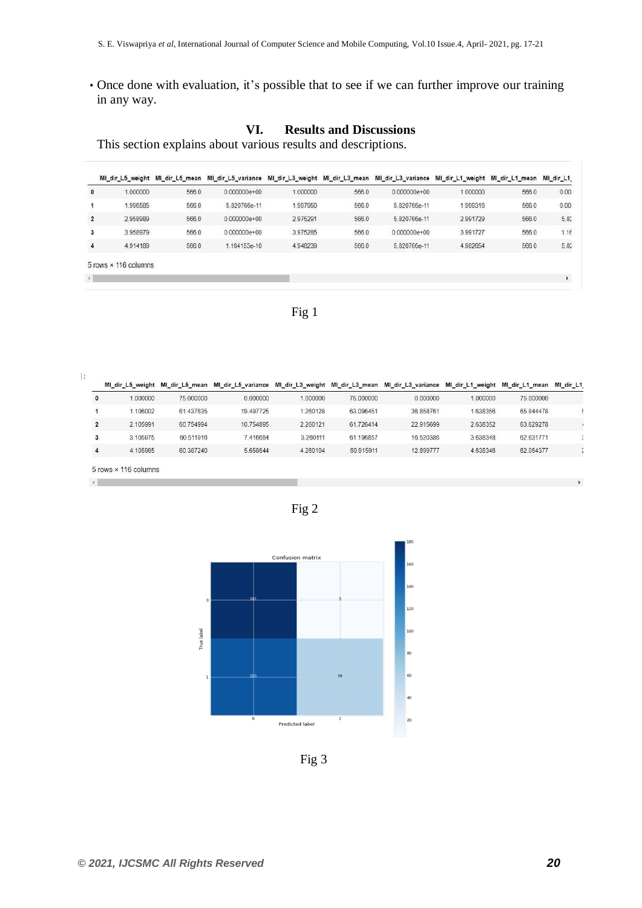- Once done with evaluation, it's possible that to see if we can further improve our training in any way.

## VI. Results and Discussions

This section explains about various results and descriptions.

| | MI_dir_L5_weight | MI_dir_L5_mean | MI_dir_L5_variance | MI_dir_L3_weight | MI_dir_L3_mean | MI_dir_L3_variance | MI_dir_L1_weight | MI_dir_L1_mean | MI_dir_L1_ |
|---|---|---|---|---|---|---|---|---|---|
| 0 | 1.000000 | 566.0 | 0.000000e+00 | 1.000000 | 566.0 | 0.000000e+00 | 1.000000 | 566.0 | 0.00 |
| 1 | 1.996585 | 566.0 | 5.820766e-11 | 1.997950 | 566.0 | 5.820766e-11 | 1.999316 | 566.0 | 0.00 |
| 2 | 2.958989 | 566.0 | 0.000000e+00 | 2.975291 | 566.0 | 5.820766e-11 | 2.991729 | 566.0 | 5.8 |
| 3 | 3.958979 | 566.0 | 0.000000e+00 | 3.975285 | 566.0 | 0.000000e+00 | 3.991727 | 566.0 | 1.16 |
| 4 | 4.914189 | 566.0 | 1.164153e-10 | 4.948239 | 566.0 | 5.820766e-11 | 4.982654 | 566.0 | 5.8 |

5 rows × 116 columns

Fig 1

| | MI_dir_L5_weight | MI_dir_L5_mean | MI_dir_L5_variance | MI_dir_L3_weight | MI_dir_L3_mean | MI_dir_L3_variance | MI_dir_L1_weight | MI_dir_L1_mean | MI_dir_L1_ |
|---|---|---|---|---|---|---|---|---|---|
| 0 | 1.000000 | 75.000000 | 0.000000 | 1.000000 | 75.000000 | 0.000000 | 1.000000 | 75.000000 | |
| 1 | 1.106002 | 61.437635 | 19.497725 | 1.260128 | 63.096451 | 36.858761 | 1.638356 | 65.844478 | |
| 2 | 2.105991 | 60.754994 | 10.754895 | 2.260121 | 61.726414 | 22.915699 | 2.638352 | 63.629278 | |
| 3 | 3.105875 | 60.511916 | 7.416684 | 3.260111 | 61.196857 | 16.520386 | 3.638348 | 62.631771 | |
| 4 | 4.105965 | 60.387240 | 5.658644 | 4.260104 | 60.915911 | 12.899777 | 4.638346 | 62.064377 | |

5 rows × 116 columns

Fig 2

Confusion matrix

| True label \ Predicted label | 0 | 1 |
|---|---|---|
| 0 | 181 | 5 |
| 1 | 155 | 59 |

Fig 3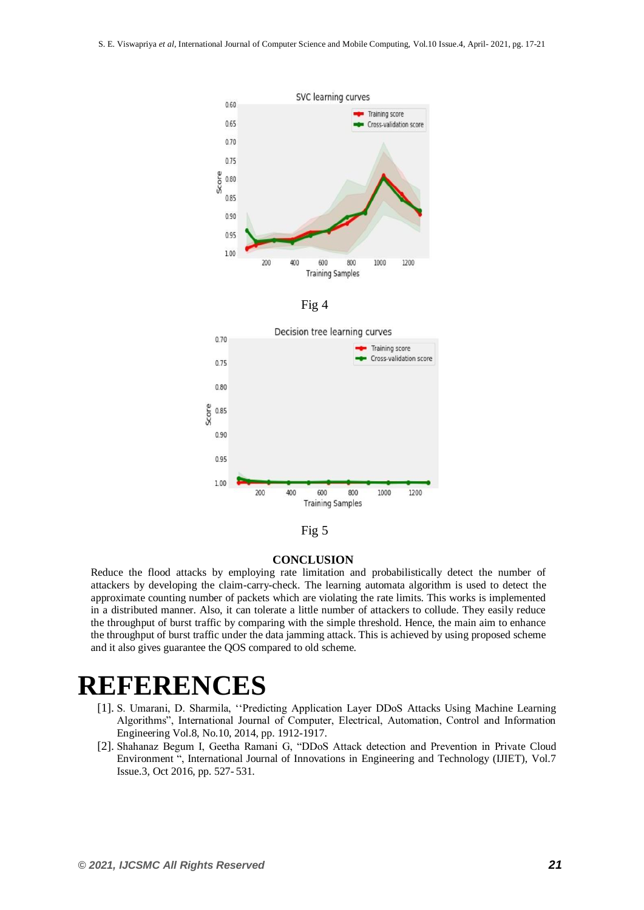SVC learning curves

Score

0.60
0.65
0.70
0.75
0.80
0.85
0.90
0.95
1.00

Training score
Cross-validation score

200 400 600 800 1000 1200

Training Samples

Fig 4

Decision tree learning curves

Score

0.70
0.75
0.80
0.85
0.90
0.95
1.00

Training score
Cross-validation score

200 400 600 800 1000 1200

Training Samples

Fig 5

## CONCLUSION

Reduce the flood attacks by employing rate limitation and probabilistically detect the number of attackers by developing the claim-carry-check. The learning automata algorithm is used to detect the approximate counting number of packets which are violating the rate limits. This works is implemented in a distributed manner. Also, it can tolerate a little number of attackers to collude. They easily reduce the throughput of burst traffic by comparing with the simple threshold. Hence, the main aim to enhance the throughput of burst traffic under the data jamming attack. This is achieved by using proposed scheme and it also gives guarantee the QOS compared to old scheme.

# REFERENCES

[1]. S. Umarani, D. Sharmila, ''Predicting Application Layer DDoS Attacks Using Machine Learning Algorithms", International Journal of Computer, Electrical, Automation, Control and Information Engineering Vol.8, No.10, 2014, pp. 1912-1917.

[2]. Shahanaz Begum I, Geetha Ramani G, "DDoS Attack detection and Prevention in Private Cloud Environment ", International Journal of Innovations in Engineering and Technology (IJIET), Vol.7 Issue.3, Oct 2016, pp. 527- 531.